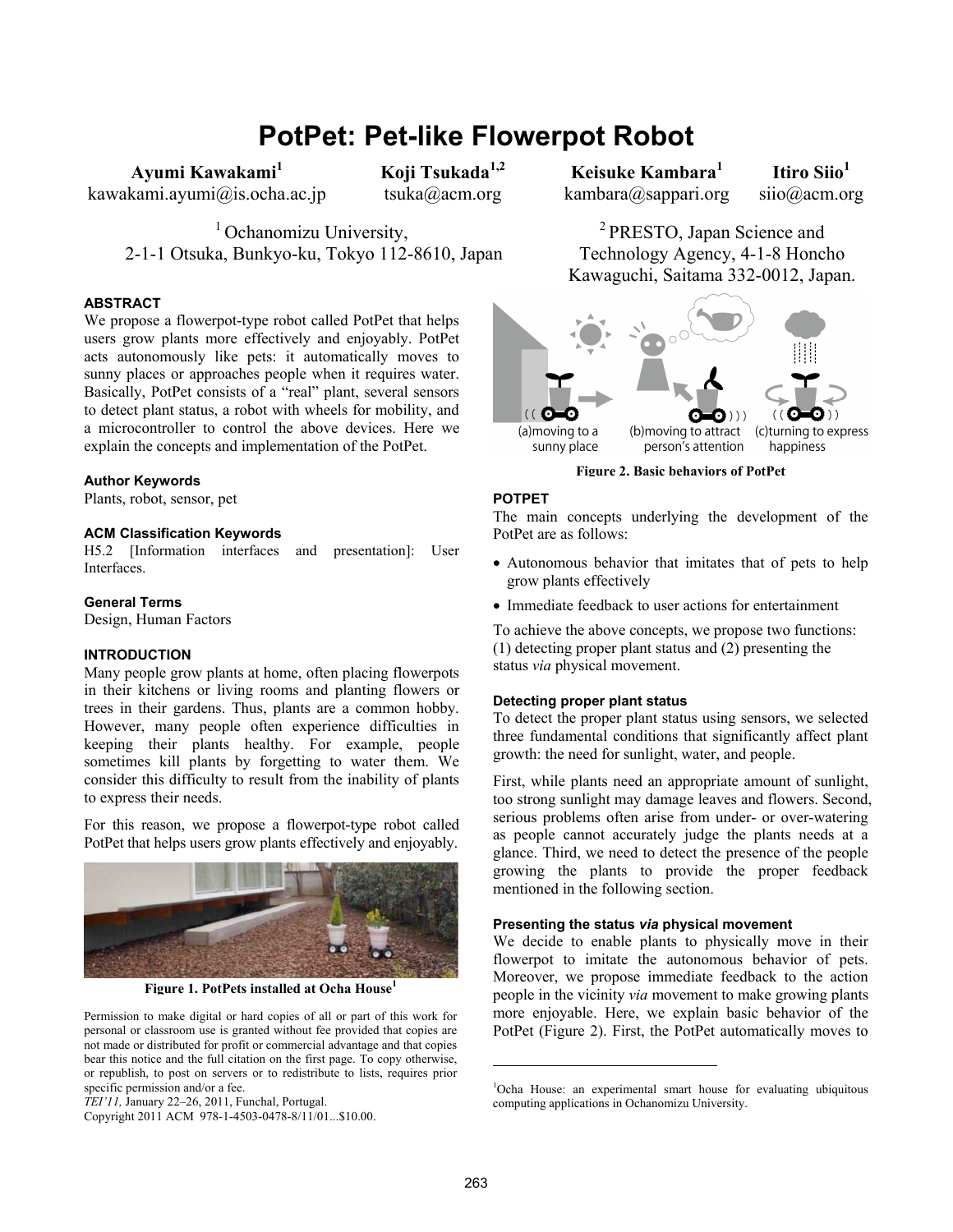# PotPet: Pet-like Flowerpot Robot

**Ayumi Kawakami**[1]
kawakami.ayumi@is.ocha.ac.jp

**Koji Tsukada**[1,2]
tsuka@acm.org

**Keisuke Kambara**[1]
kambara@sappari.org

**Itiro Siio**[1]
siio@acm.org

[1] Ochanomizu University,
2-1-1 Otsuka, Bunkyo-ku, Tokyo 112-8610, Japan

[2] PRESTO, Japan Science and Technology Agency, 4-1-8 Honcho Kawaguchi, Saitama 332-0012, Japan.

### ABSTRACT

We propose a flowerpot-type robot called PotPet that helps users grow plants more effectively and enjoyably. PotPet acts autonomously like pets: it automatically moves to sunny places or approaches people when it requires water. Basically, PotPet consists of a "real" plant, several sensors to detect plant status, a robot with wheels for mobility, and a microcontroller to control the above devices. Here we explain the concepts and implementation of the PotPet.

### Author Keywords

Plants, robot, sensor, pet

### ACM Classification Keywords

H5.2 [Information interfaces and presentation]: User Interfaces.

### General Terms

Design, Human Factors

### INTRODUCTION

Many people grow plants at home, often placing flowerpots in their kitchens or living rooms and planting flowers or trees in their gardens. Thus, plants are a common hobby. However, many people often experience difficulties in keeping their plants healthy. For example, people sometimes kill plants by forgetting to water them. We consider this difficulty to result from the inability of plants to express their needs.

For this reason, we propose a flowerpot-type robot called PotPet that helps users grow plants effectively and enjoyably.

**Figure 1. PotPets installed at Ocha House**[1]

Permission to make digital or hard copies of all or part of this work for personal or classroom use is granted without fee provided that copies are not made or distributed for profit or commercial advantage and that copies bear this notice and the full citation on the first page. To copy otherwise, or republish, to post on servers or to redistribute to lists, requires prior specific permission and/or a fee.
*TEI'11,* January 22–26, 2011, Funchal, Portugal.
Copyright 2011 ACM 978-1-4503-0478-8/11/01...$10.00.

(a)moving to a sunny place (b)moving to attract person's attention (c)turning to express happiness

**Figure 2. Basic behaviors of PotPet**

### POTPET

The main concepts underlying the development of the PotPet are as follows:

- Autonomous behavior that imitates that of pets to help grow plants effectively
- Immediate feedback to user actions for entertainment

To achieve the above concepts, we propose two functions: (1) detecting proper plant status and (2) presenting the status *via* physical movement.

### Detecting proper plant status

To detect the proper plant status using sensors, we selected three fundamental conditions that significantly affect plant growth: the need for sunlight, water, and people.

First, while plants need an appropriate amount of sunlight, too strong sunlight may damage leaves and flowers. Second, serious problems often arise from under- or over-watering as people cannot accurately judge the plants needs at a glance. Third, we need to detect the presence of the people growing the plants to provide the proper feedback mentioned in the following section.

### Presenting the status *via* physical movement

We decide to enable plants to physically move in their flowerpot to imitate the autonomous behavior of pets. Moreover, we propose immediate feedback to the action people in the vicinity *via* movement to make growing plants more enjoyable. Here, we explain basic behavior of the PotPet (Figure 2). First, the PotPet automatically moves to

[1] Ocha House: an experimental smart house for evaluating ubiquitous computing applications in Ochanomizu University.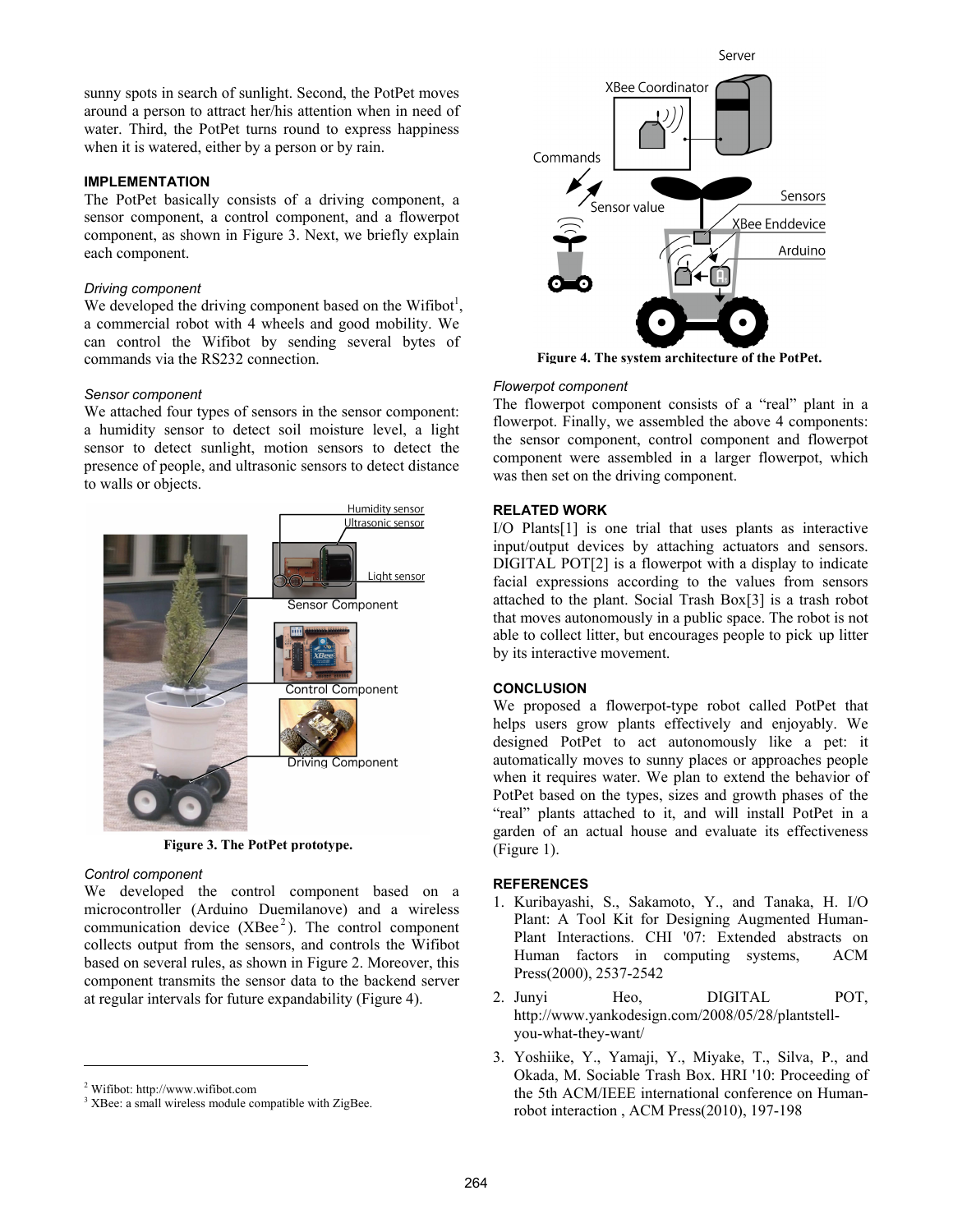sunny spots in search of sunlight. Second, the PotPet moves around a person to attract her/his attention when in need of water. Third, the PotPet turns round to express happiness when it is watered, either by a person or by rain.

## IMPLEMENTATION

The PotPet basically consists of a driving component, a sensor component, a control component, and a flowerpot component, as shown in Figure 3. Next, we briefly explain each component.

### *Driving component*

We developed the driving component based on the Wifibot[1], a commercial robot with 4 wheels and good mobility. We can control the Wifibot by sending several bytes of commands via the RS232 connection.

### *Sensor component*

We attached four types of sensors in the sensor component: a humidity sensor to detect soil moisture level, a light sensor to detect sunlight, motion sensors to detect the presence of people, and ultrasonic sensors to detect distance to walls or objects.

Humidity sensor
Ultrasonic sensor
Light sensor
Sensor Component
Control Component
Driving Component

**Figure 3. The PotPet prototype.**

### *Control component*

We developed the control component based on a microcontroller (Arduino Duemilanove) and a wireless communication device (XBee[2]). The control component collects output from the sensors, and controls the Wifibot based on several rules, as shown in Figure 2. Moreover, this component transmits the sensor data to the backend server at regular intervals for future expandability (Figure 4).

Server
XBee Coordinator
Commands
Sensor value
Sensors
XBee Enddevice
Arduino

**Figure 4. The system architecture of the PotPet.**

### *Flowerpot component*

The flowerpot component consists of a "real" plant in a flowerpot. Finally, we assembled the above 4 components: the sensor component, control component and flowerpot component were assembled in a larger flowerpot, which was then set on the driving component.

## RELATED WORK

I/O Plants[1] is one trial that uses plants as interactive input/output devices by attaching actuators and sensors. DIGITAL POT[2] is a flowerpot with a display to indicate facial expressions according to the values from sensors attached to the plant. Social Trash Box[3] is a trash robot that moves autonomously in a public space. The robot is not able to collect litter, but encourages people to pick up litter by its interactive movement.

## CONCLUSION

We proposed a flowerpot-type robot called PotPet that helps users grow plants effectively and enjoyably. We designed PotPet to act autonomously like a pet: it automatically moves to sunny places or approaches people when it requires water. We plan to extend the behavior of PotPet based on the types, sizes and growth phases of the "real" plants attached to it, and will install PotPet in a garden of an actual house and evaluate its effectiveness (Figure 1).

## REFERENCES

1. Kuribayashi, S., Sakamoto, Y., and Tanaka, H. I/O Plant: A Tool Kit for Designing Augmented Human-Plant Interactions. CHI '07: Extended abstracts on Human factors in computing systems, ACM Press(2000), 2537-2542
2. Junyi Heo, DIGITAL POT, http://www.yankodesign.com/2008/05/28/plantstell-you-what-they-want/
3. Yoshiike, Y., Yamaji, Y., Miyake, T., Silva, P., and Okada, M. Sociable Trash Box. HRI '10: Proceeding of the 5th ACM/IEEE international conference on Human-robot interaction , ACM Press(2010), 197-198

---

[2] Wifibot: http://www.wifibot.com

[3] XBee: a small wireless module compatible with ZigBee.